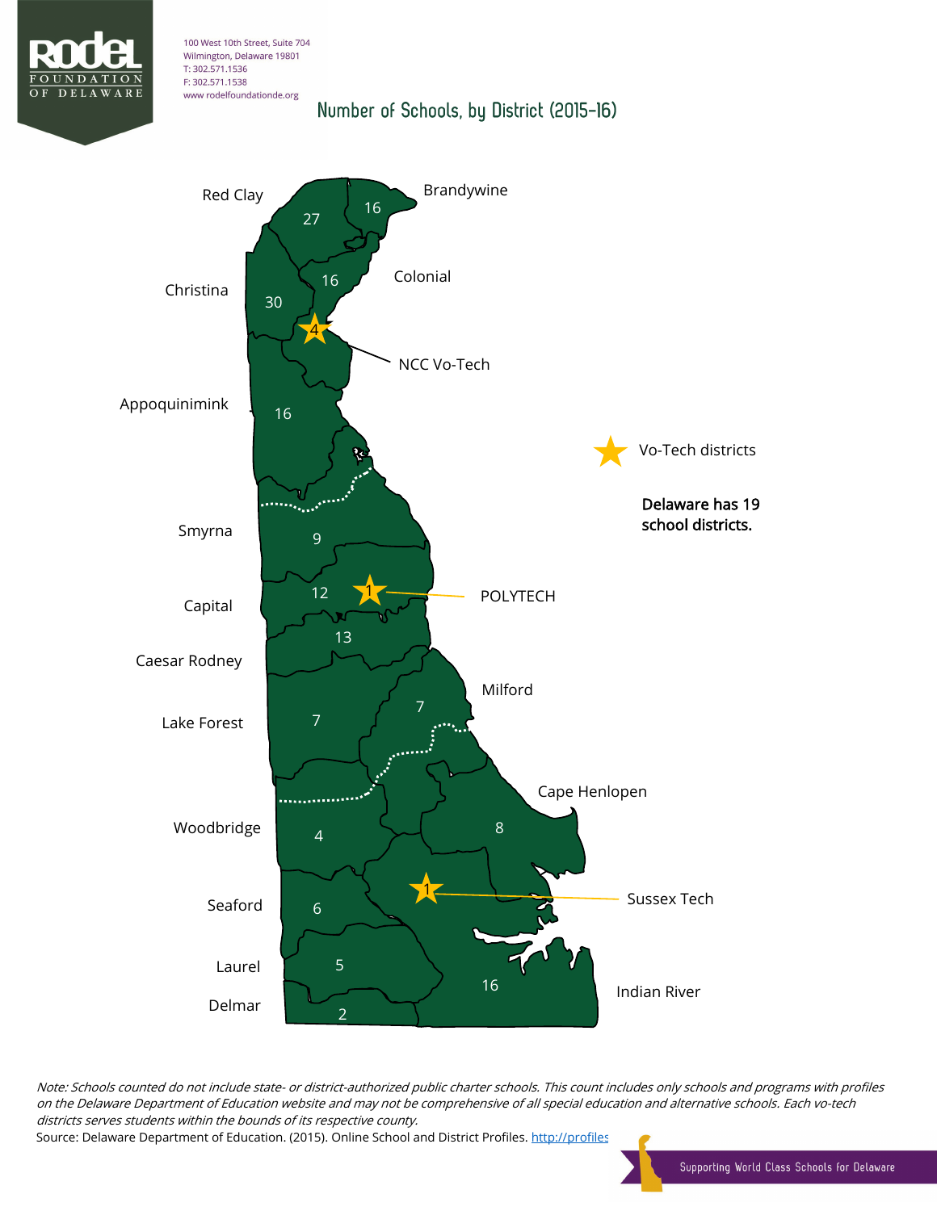100 West 10th Street, Suite 704
Wilmington, Delaware 19801
T: 302.571.1536
F: 302.571.1538
www.rodelfoundationde.org

# Number of Schools, by District (2015-16)

| District | Number of Schools |
|---|---|
| Red Clay | 27 |
| Brandywine | 16 |
| Colonial | 16 |
| Christina | 30 |
| NCC Vo-Tech | 4 |
| Appoquinimink | 16 |
| Smyrna | 9 |
| Capital | 12 |
| POLYTECH | 1 |
| Caesar Rodney | 13 |
| Milford | 7 |
| Lake Forest | 7 |
| Cape Henlopen | 8 |
| Woodbridge | 4 |
| Sussex Tech | 1 |
| Seaford | 6 |
| Laurel | 5 |
| Indian River | 16 |
| Delmar | 2 |

★ Vo-Tech districts

**Delaware has 19 school districts.**

*Note: Schools counted do not include state- or district-authorized public charter schools. This count includes only schools and programs with profiles on the Delaware Department of Education website and may not be comprehensive of all special education and alternative schools. Each vo-tech districts serves students within the bounds of its respective county.*

Source: Delaware Department of Education. (2015). Online School and District Profiles. http://profiles

Supporting World Class Schools for Delaware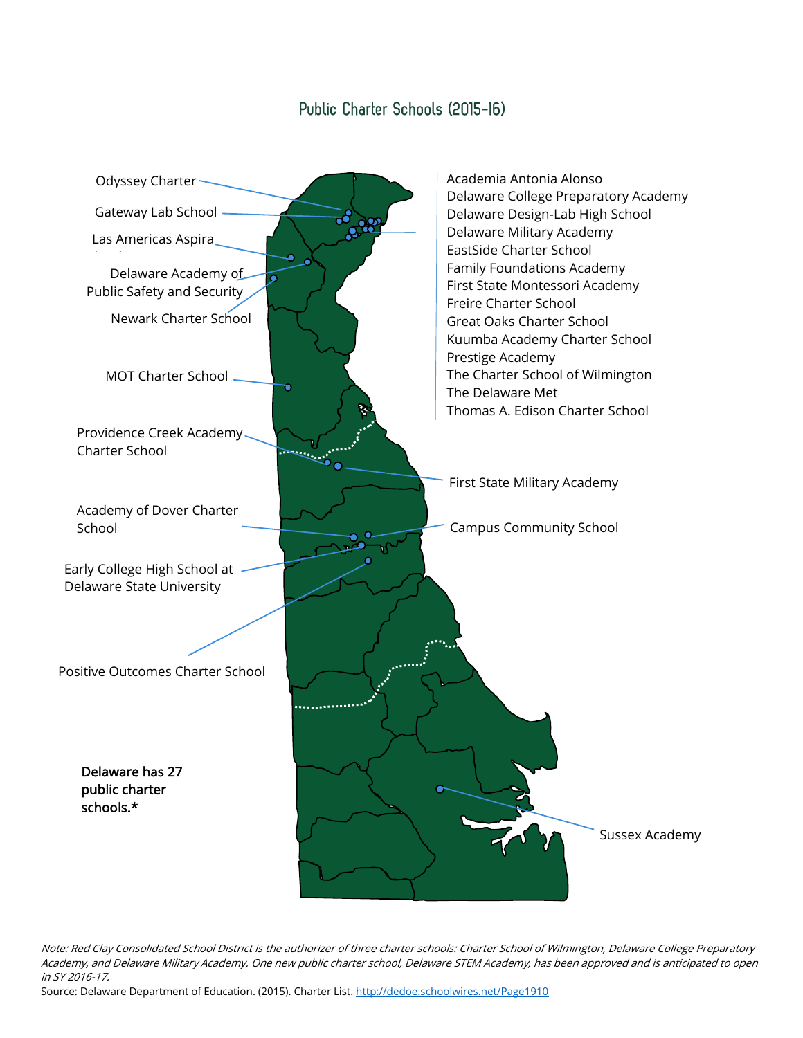## Public Charter Schools (2015-16)

Odyssey Charter

Gateway Lab School

Las Americas Aspira

Delaware Academy of Public Safety and Security

Newark Charter School

MOT Charter School

Providence Creek Academy Charter School

Academy of Dover Charter School

Early College High School at Delaware State University

Positive Outcomes Charter School

Academia Antonia Alonso
Delaware College Preparatory Academy
Delaware Design-Lab High School
Delaware Military Academy
EastSide Charter School
Family Foundations Academy
First State Montessori Academy
Freire Charter School
Great Oaks Charter School
Kuumba Academy Charter School
Prestige Academy
The Charter School of Wilmington
The Delaware Met
Thomas A. Edison Charter School

First State Military Academy

Campus Community School

Sussex Academy

**Delaware has 27 public charter schools.***

*Note: Red Clay Consolidated School District is the authorizer of three charter schools: Charter School of Wilmington, Delaware College Preparatory Academy, and Delaware Military Academy. One new public charter school, Delaware STEM Academy, has been approved and is anticipated to open in SY 2016-17.*

Source: Delaware Department of Education. (2015). Charter List. http://dedoe.schoolwires.net/Page1910